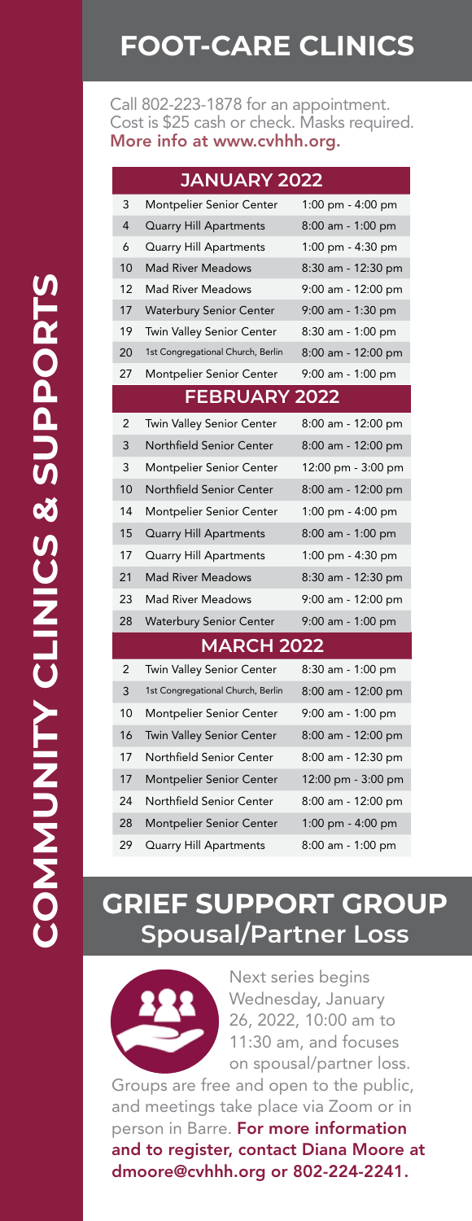# COMMUNITY CLINICS & SUPPORTS

## FOOT-CARE CLINICS

Call 802-223-1878 for an appointment. Cost is $25 cash or check. Masks required. **More info at www.cvhhh.org.**

| JANUARY 2022 | | |
|---|---|---|
| 3 | Montpelier Senior Center | 1:00 pm - 4:00 pm |
| 4 | Quarry Hill Apartments | 8:00 am - 1:00 pm |
| 6 | Quarry Hill Apartments | 1:00 pm - 4:30 pm |
| 10 | Mad River Meadows | 8:30 am - 12:30 pm |
| 12 | Mad River Meadows | 9:00 am - 12:00 pm |
| 17 | Waterbury Senior Center | 9:00 am - 1:30 pm |
| 19 | Twin Valley Senior Center | 8:30 am - 1:00 pm |
| 20 | 1st Congregational Church, Berlin | 8:00 am - 12:00 pm |
| 27 | Montpelier Senior Center | 9:00 am - 1:00 pm |
| **FEBRUARY 2022** | | |
| 2 | Twin Valley Senior Center | 8:00 am - 12:00 pm |
| 3 | Northfield Senior Center | 8:00 am - 12:00 pm |
| 3 | Montpelier Senior Center | 12:00 pm - 3:00 pm |
| 10 | Northfield Senior Center | 8:00 am - 12:00 pm |
| 14 | Montpelier Senior Center | 1:00 pm - 4:00 pm |
| 15 | Quarry Hill Apartments | 8:00 am - 1:00 pm |
| 17 | Quarry Hill Apartments | 1:00 pm - 4:30 pm |
| 21 | Mad River Meadows | 8:30 am - 12:30 pm |
| 23 | Mad River Meadows | 9:00 am - 12:00 pm |
| 28 | Waterbury Senior Center | 9:00 am - 1:00 pm |
| **MARCH 2022** | | |
| 2 | Twin Valley Senior Center | 8:30 am - 1:00 pm |
| 3 | 1st Congregational Church, Berlin | 8:00 am - 12:00 pm |
| 10 | Montpelier Senior Center | 9:00 am - 1:00 pm |
| 16 | Twin Valley Senior Center | 8:00 am - 12:00 pm |
| 17 | Northfield Senior Center | 8:00 am - 12:30 pm |
| 17 | Montpelier Senior Center | 12:00 pm - 3:00 pm |
| 24 | Northfield Senior Center | 8:00 am - 12:00 pm |
| 28 | Montpelier Senior Center | 1:00 pm - 4:00 pm |
| 29 | Quarry Hill Apartments | 8:00 am - 1:00 pm |

## GRIEF SUPPORT GROUP
### Spousal/Partner Loss

Next series begins Wednesday, January 26, 2022, 10:00 am to 11:30 am, and focuses on spousal/partner loss. Groups are free and open to the public, and meetings take place via Zoom or in person in Barre. **For more information and to register, contact Diana Moore at dmoore@cvhhh.org or 802-224-2241.**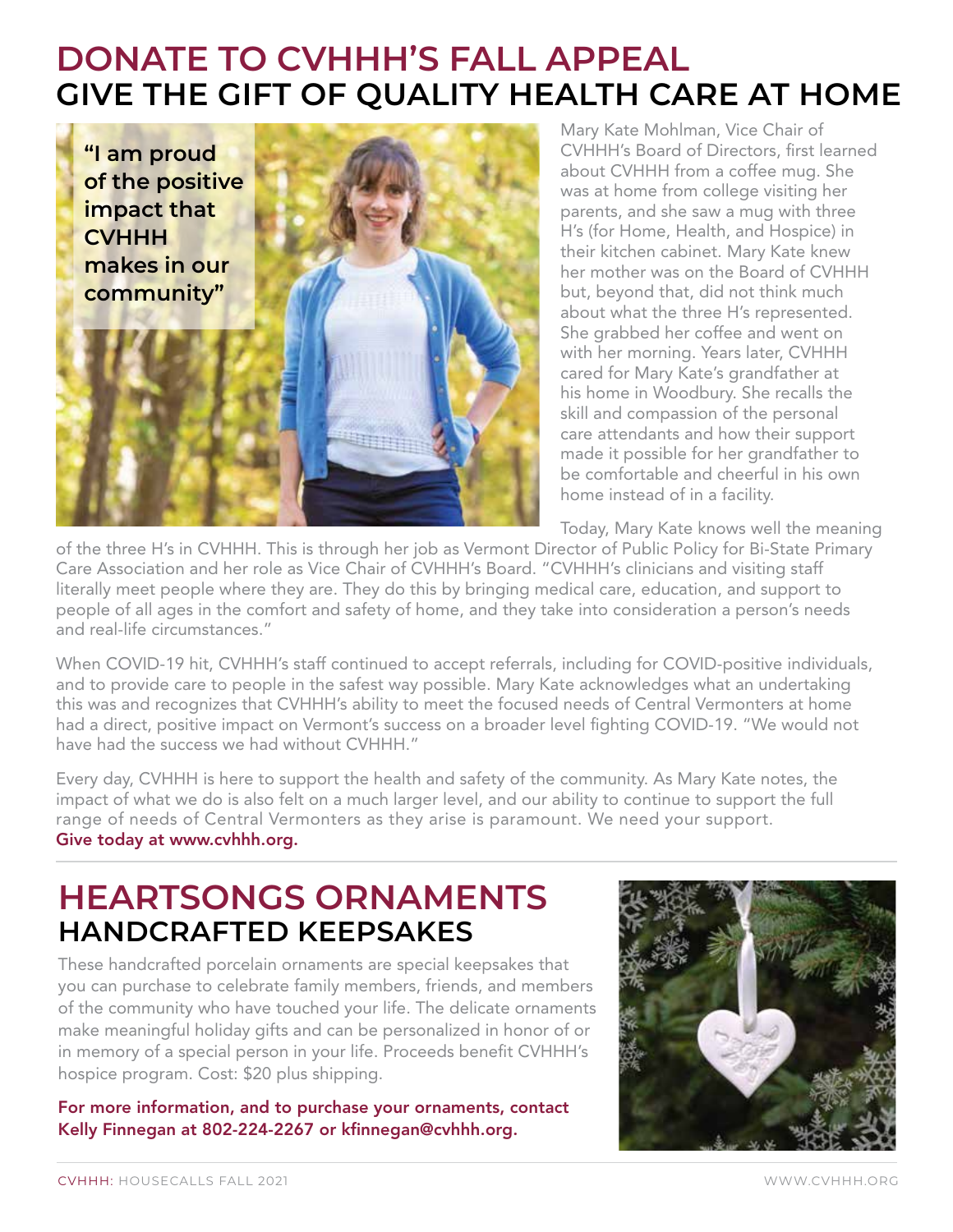# DONATE TO CVHHH'S FALL APPEAL

## GIVE THE GIFT OF QUALITY HEALTH CARE AT HOME

**"I am proud of the positive impact that CVHHH makes in our community"**

Mary Kate Mohlman, Vice Chair of CVHHH's Board of Directors, first learned about CVHHH from a coffee mug. She was at home from college visiting her parents, and she saw a mug with three H's (for Home, Health, and Hospice) in their kitchen cabinet. Mary Kate knew her mother was on the Board of CVHHH but, beyond that, did not think much about what the three H's represented. She grabbed her coffee and went on with her morning. Years later, CVHHH cared for Mary Kate's grandfather at his home in Woodbury. She recalls the skill and compassion of the personal care attendants and how their support made it possible for her grandfather to be comfortable and cheerful in his own home instead of in a facility.

Today, Mary Kate knows well the meaning of the three H's in CVHHH. This is through her job as Vermont Director of Public Policy for Bi-State Primary Care Association and her role as Vice Chair of CVHHH's Board. "CVHHH's clinicians and visiting staff literally meet people where they are. They do this by bringing medical care, education, and support to people of all ages in the comfort and safety of home, and they take into consideration a person's needs and real-life circumstances."

When COVID-19 hit, CVHHH's staff continued to accept referrals, including for COVID-positive individuals, and to provide care to people in the safest way possible. Mary Kate acknowledges what an undertaking this was and recognizes that CVHHH's ability to meet the focused needs of Central Vermonters at home had a direct, positive impact on Vermont's success on a broader level fighting COVID-19. "We would not have had the success we had without CVHHH."

Every day, CVHHH is here to support the health and safety of the community. As Mary Kate notes, the impact of what we do is also felt on a much larger level, and our ability to continue to support the full range of needs of Central Vermonters as they arise is paramount. We need your support.
**Give today at www.cvhhh.org.**

# HEARTSONGS ORNAMENTS

## HANDCRAFTED KEEPSAKES

These handcrafted porcelain ornaments are special keepsakes that you can purchase to celebrate family members, friends, and members of the community who have touched your life. The delicate ornaments make meaningful holiday gifts and can be personalized in honor of or in memory of a special person in your life. Proceeds benefit CVHHH's hospice program. Cost: $20 plus shipping.

**For more information, and to purchase your ornaments, contact Kelly Finnegan at 802-224-2267 or kfinnegan@cvhhh.org.**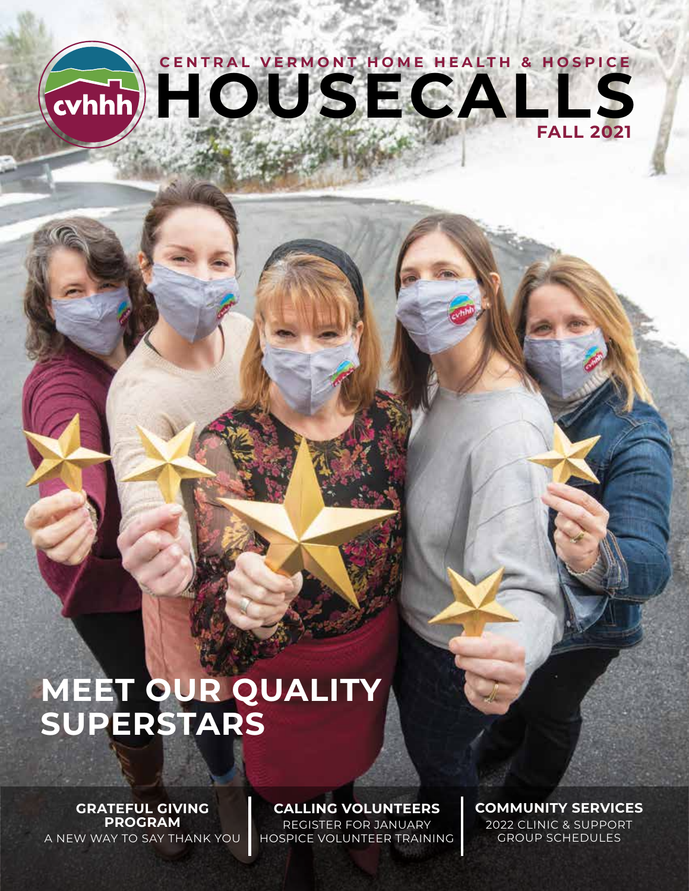CENTRAL VERMONT HOME HEALTH & HOSPICE

# HOUSECALLS

**FALL 2021**

# MEET OUR QUALITY SUPERSTARS

**GRATEFUL GIVING PROGRAM**
A NEW WAY TO SAY THANK YOU

**CALLING VOLUNTEERS**
REGISTER FOR JANUARY HOSPICE VOLUNTEER TRAINING

**COMMUNITY SERVICES**
2022 CLINIC & SUPPORT GROUP SCHEDULES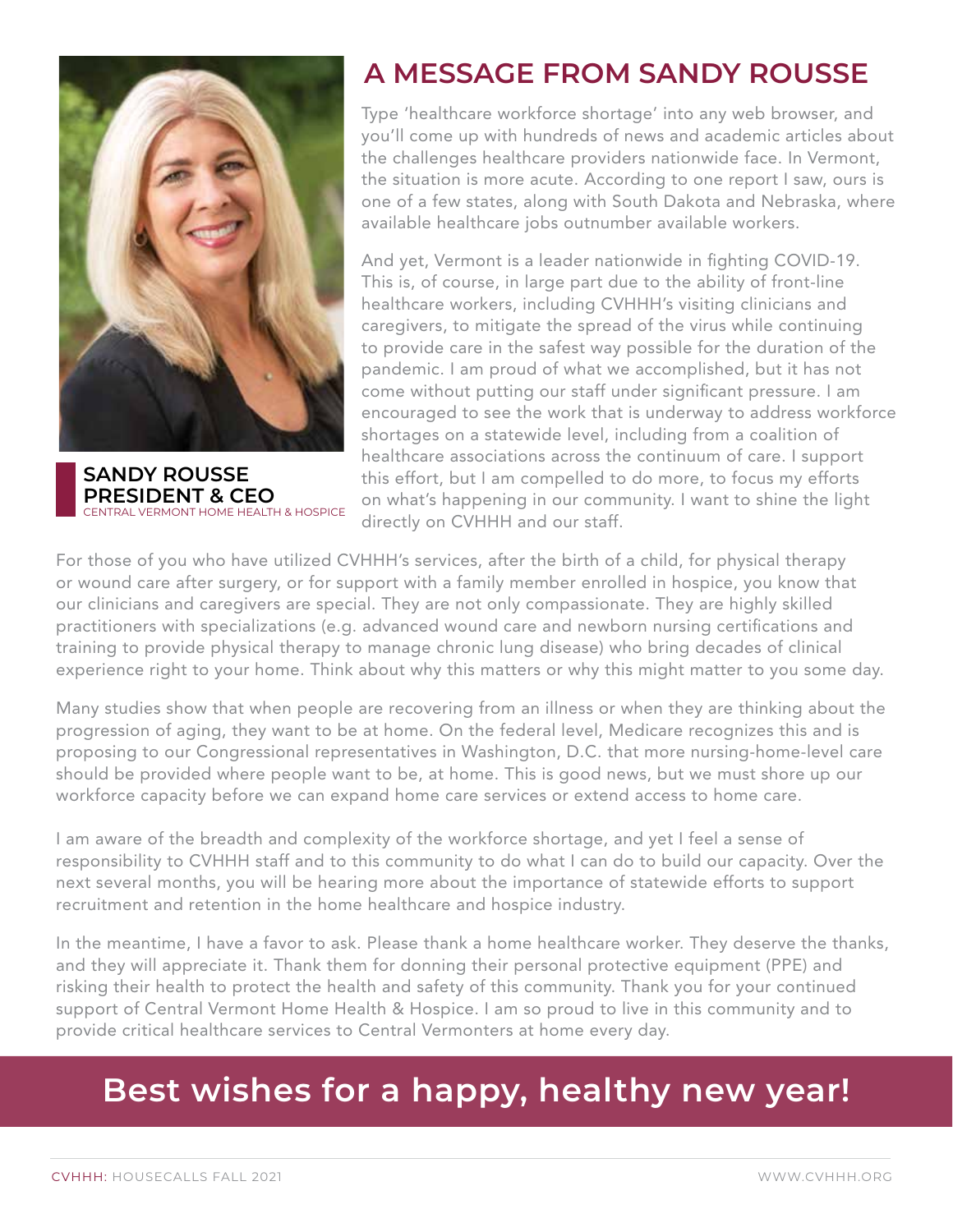# A MESSAGE FROM SANDY ROUSSE

**SANDY ROUSSE**
**PRESIDENT & CEO**
CENTRAL VERMONT HOME HEALTH & HOSPICE

Type 'healthcare workforce shortage' into any web browser, and you'll come up with hundreds of news and academic articles about the challenges healthcare providers nationwide face. In Vermont, the situation is more acute. According to one report I saw, ours is one of a few states, along with South Dakota and Nebraska, where available healthcare jobs outnumber available workers.

And yet, Vermont is a leader nationwide in fighting COVID-19. This is, of course, in large part due to the ability of front-line healthcare workers, including CVHHH's visiting clinicians and caregivers, to mitigate the spread of the virus while continuing to provide care in the safest way possible for the duration of the pandemic. I am proud of what we accomplished, but it has not come without putting our staff under significant pressure. I am encouraged to see the work that is underway to address workforce shortages on a statewide level, including from a coalition of healthcare associations across the continuum of care. I support this effort, but I am compelled to do more, to focus my efforts on what's happening in our community. I want to shine the light directly on CVHHH and our staff.

For those of you who have utilized CVHHH's services, after the birth of a child, for physical therapy or wound care after surgery, or for support with a family member enrolled in hospice, you know that our clinicians and caregivers are special. They are not only compassionate. They are highly skilled practitioners with specializations (e.g. advanced wound care and newborn nursing certifications and training to provide physical therapy to manage chronic lung disease) who bring decades of clinical experience right to your home. Think about why this matters or why this might matter to you some day.

Many studies show that when people are recovering from an illness or when they are thinking about the progression of aging, they want to be at home. On the federal level, Medicare recognizes this and is proposing to our Congressional representatives in Washington, D.C. that more nursing-home-level care should be provided where people want to be, at home. This is good news, but we must shore up our workforce capacity before we can expand home care services or extend access to home care.

I am aware of the breadth and complexity of the workforce shortage, and yet I feel a sense of responsibility to CVHHH staff and to this community to do what I can do to build our capacity. Over the next several months, you will be hearing more about the importance of statewide efforts to support recruitment and retention in the home healthcare and hospice industry.

In the meantime, I have a favor to ask. Please thank a home healthcare worker. They deserve the thanks, and they will appreciate it. Thank them for donning their personal protective equipment (PPE) and risking their health to protect the health and safety of this community. Thank you for your continued support of Central Vermont Home Health & Hospice. I am so proud to live in this community and to provide critical healthcare services to Central Vermonters at home every day.

## Best wishes for a happy, healthy new year!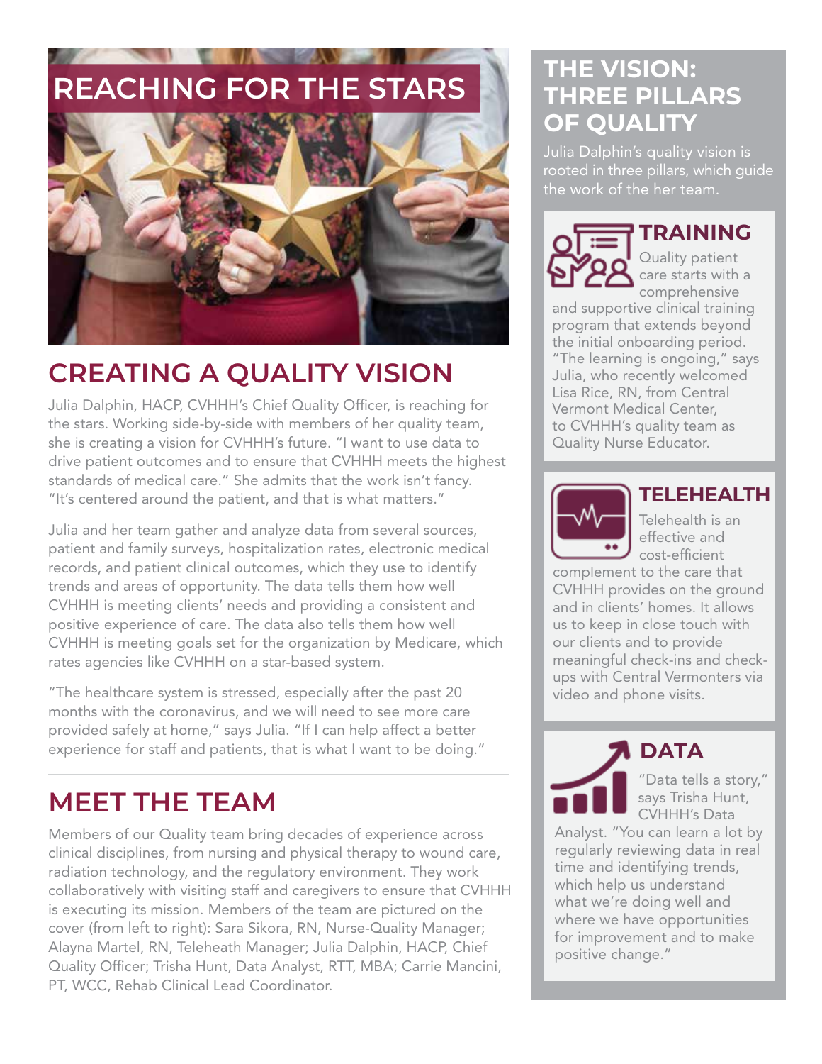# REACHING FOR THE STARS

## CREATING A QUALITY VISION

Julia Dalphin, HACP, CVHHH's Chief Quality Officer, is reaching for the stars. Working side-by-side with members of her quality team, she is creating a vision for CVHHH's future. "I want to use data to drive patient outcomes and to ensure that CVHHH meets the highest standards of medical care." She admits that the work isn't fancy. "It's centered around the patient, and that is what matters."

Julia and her team gather and analyze data from several sources, patient and family surveys, hospitalization rates, electronic medical records, and patient clinical outcomes, which they use to identify trends and areas of opportunity. The data tells them how well CVHHH is meeting clients' needs and providing a consistent and positive experience of care. The data also tells them how well CVHHH is meeting goals set for the organization by Medicare, which rates agencies like CVHHH on a star-based system.

"The healthcare system is stressed, especially after the past 20 months with the coronavirus, and we will need to see more care provided safely at home," says Julia. "If I can help affect a better experience for staff and patients, that is what I want to be doing."

## MEET THE TEAM

Members of our Quality team bring decades of experience across clinical disciplines, from nursing and physical therapy to wound care, radiation technology, and the regulatory environment. They work collaboratively with visiting staff and caregivers to ensure that CVHHH is executing its mission. Members of the team are pictured on the cover (from left to right): Sara Sikora, RN, Nurse-Quality Manager; Alayna Martel, RN, Teleheath Manager; Julia Dalphin, HACP, Chief Quality Officer; Trisha Hunt, Data Analyst, RTT, MBA; Carrie Mancini, PT, WCC, Rehab Clinical Lead Coordinator.

## THE VISION: THREE PILLARS OF QUALITY

Julia Dalphin's quality vision is rooted in three pillars, which guide the work of the her team.

### TRAINING

Quality patient care starts with a comprehensive and supportive clinical training program that extends beyond the initial onboarding period. "The learning is ongoing," says Julia, who recently welcomed Lisa Rice, RN, from Central Vermont Medical Center, to CVHHH's quality team as Quality Nurse Educator.

### TELEHEALTH

Telehealth is an effective and cost-efficient complement to the care that CVHHH provides on the ground and in clients' homes. It allows us to keep in close touch with our clients and to provide meaningful check-ins and check-ups with Central Vermonters via video and phone visits.

### DATA

"Data tells a story," says Trisha Hunt, CVHHH's Data Analyst. "You can learn a lot by regularly reviewing data in real time and identifying trends, which help us understand what we're doing well and where we have opportunities for improvement and to make positive change."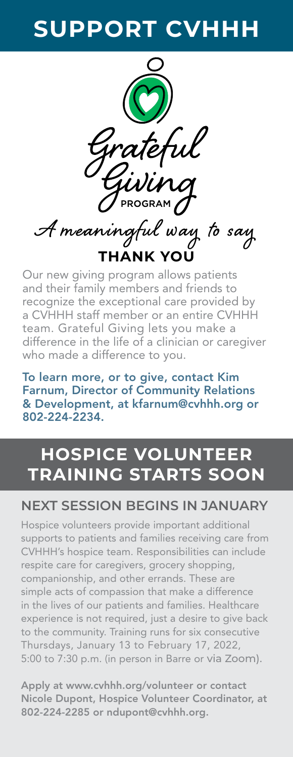# SUPPORT CVHHH

Grateful Giving PROGRAM

*A meaningful way to say* **THANK YOU**

Our new giving program allows patients and their family members and friends to recognize the exceptional care provided by a CVHHH staff member or an entire CVHHH team. Grateful Giving lets you make a difference in the life of a clinician or caregiver who made a difference to you.

**To learn more, or to give, contact Kim Farnum, Director of Community Relations & Development, at kfarnum@cvhhh.org or 802-224-2234.**

# HOSPICE VOLUNTEER TRAINING STARTS SOON

## NEXT SESSION BEGINS IN JANUARY

Hospice volunteers provide important additional supports to patients and families receiving care from CVHHH's hospice team. Responsibilities can include respite care for caregivers, grocery shopping, companionship, and other errands. These are simple acts of compassion that make a difference in the lives of our patients and families. Healthcare experience is not required, just a desire to give back to the community. Training runs for six consecutive Thursdays, January 13 to February 17, 2022, 5:00 to 7:30 p.m. (in person in Barre or via Zoom).

**Apply at www.cvhhh.org/volunteer or contact Nicole Dupont, Hospice Volunteer Coordinator, at 802-224-2285 or ndupont@cvhhh.org.**